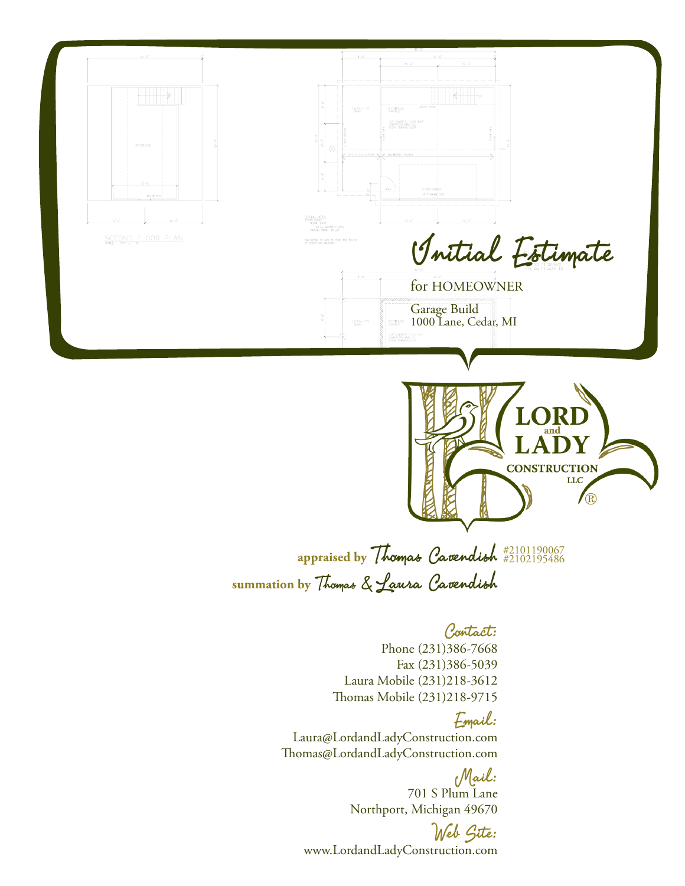# Initial Estimate

for HOMEOWNER

Garage Build
1000 Lane, Cedar, MI

**LORD and LADY CONSTRUCTION LLC**®

**appraised by** Thomas Cavendish #2101190067 #2102195486

**summation by** Thomas & Laura Cavendish

## Contact:

Phone (231)386-7668
Fax (231)386-5039
Laura Mobile (231)218-3612
Thomas Mobile (231)218-9715

## Email:

Laura@LordandLadyConstruction.com
Thomas@LordandLadyConstruction.com

## Mail:

701 S Plum Lane
Northport, Michigan 49670

## Web Site:

www.LordandLadyConstruction.com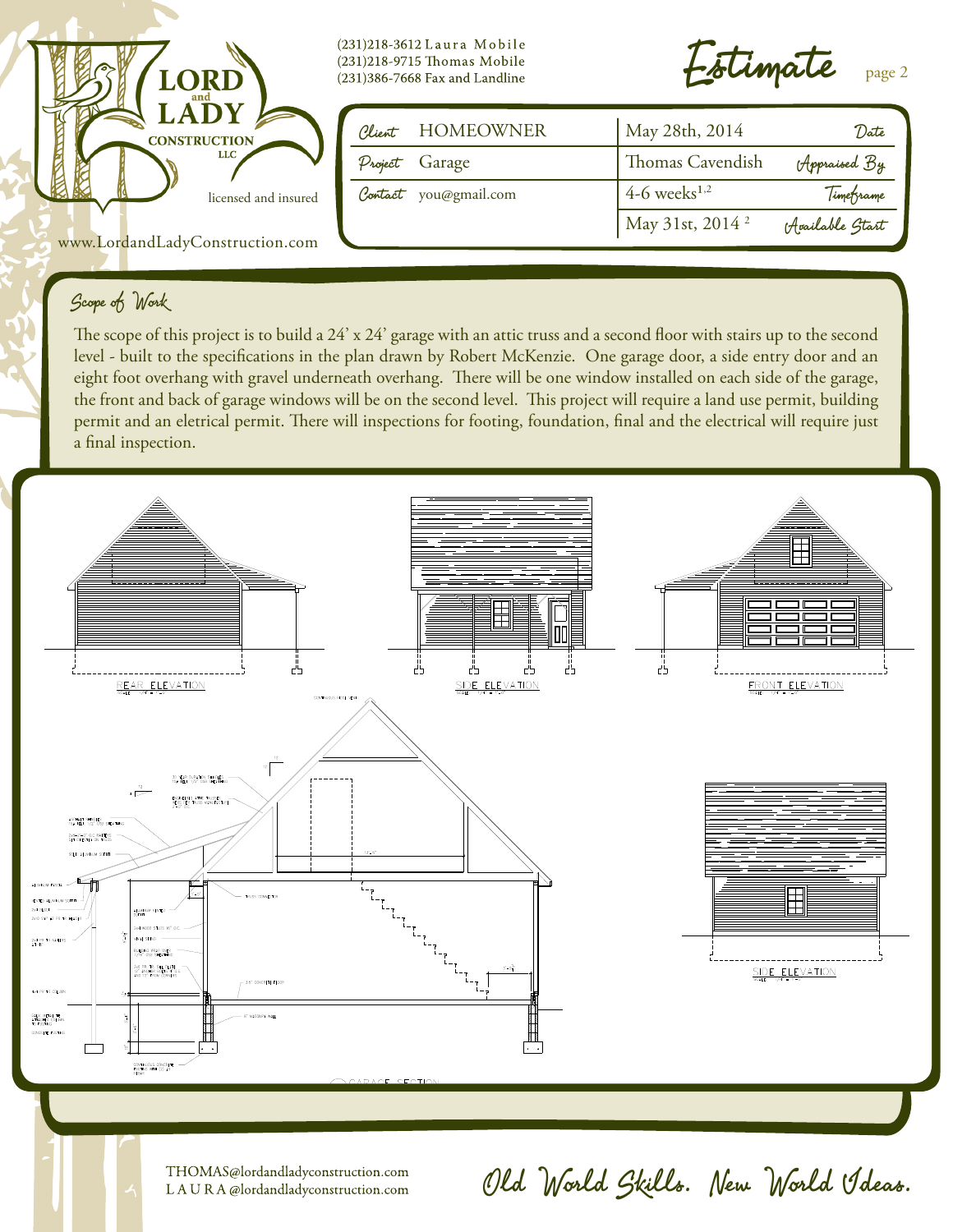**LORD and LADY CONSTRUCTION LLC**

licensed and insured

www.LordandLadyConstruction.com

(231)218-3612 Laura Mobile
(231)218-9715 Thomas Mobile
(231)386-7668 Fax and Landline

# Estimate

| | | | |
|---|---|---|---|
| Client | HOMEOWNER | May 28th, 2014 | Date |
| Project | Garage | Thomas Cavendish | Appraised By |
| Contact | you@gmail.com | 4-6 weeks[1,2] | Timeframe |
| | | May 31st, 2014 [2] | Available Start |

## Scope of Work

The scope of this project is to build a 24' x 24' garage with an attic truss and a second floor with stairs up to the second level - built to the specifications in the plan drawn by Robert McKenzie. One garage door, a side entry door and an eight foot overhang with gravel underneath overhang. There will be one window installed on each side of the garage, the front and back of garage windows will be on the second level. This project will require a land use permit, building permit and an eletrical permit. There will inspections for footing, foundation, final and the electrical will require just a final inspection.

REAR ELEVATION

SIDE ELEVATION

FRONT ELEVATION

GARAGE SECTION

SIDE ELEVATION

THOMAS@lordandladyconstruction.com
LAURA@lordandladyconstruction.com

Old World Skills. New World Ideas.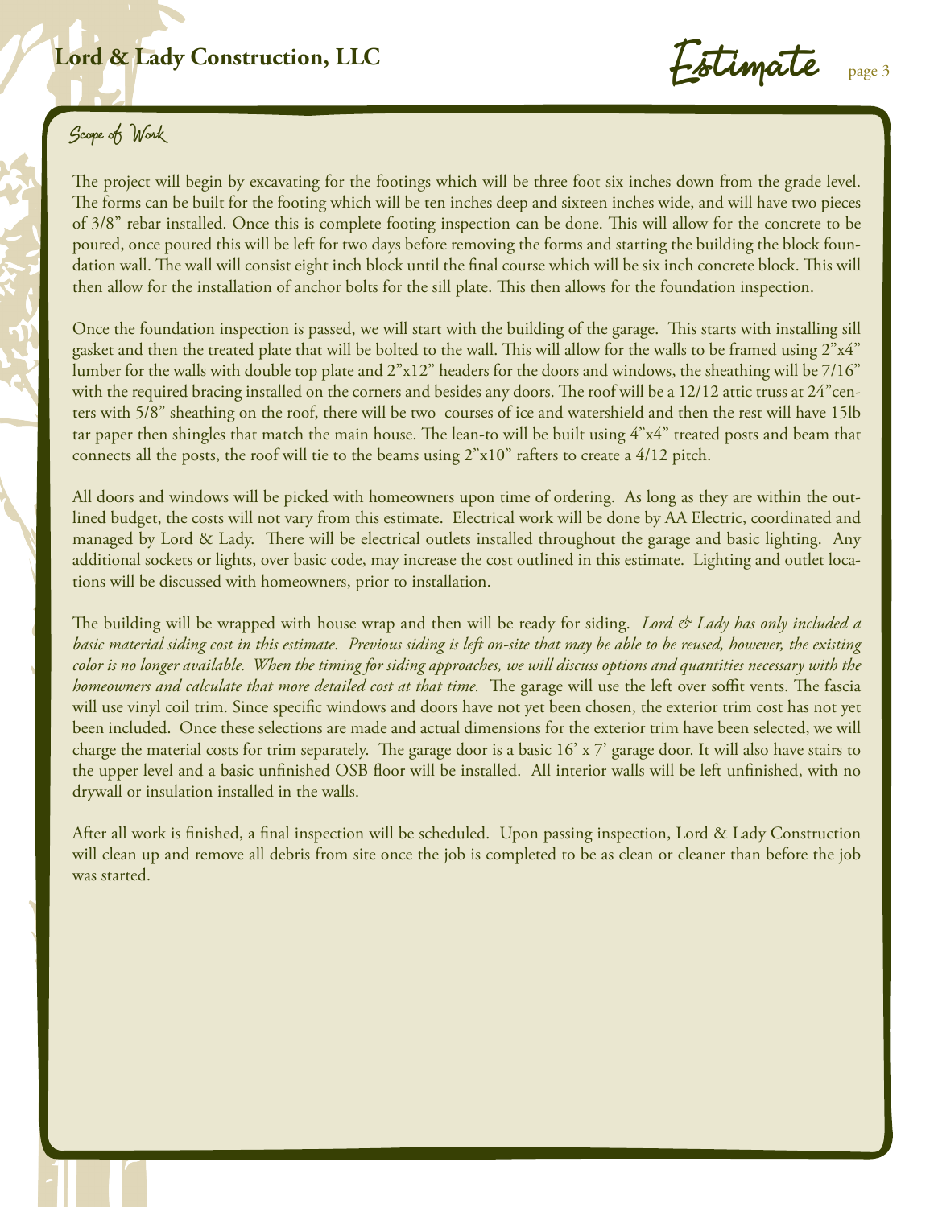## Scope of Work

The project will begin by excavating for the footings which will be three foot six inches down from the grade level. The forms can be built for the footing which will be ten inches deep and sixteen inches wide, and will have two pieces of 3/8" rebar installed. Once this is complete footing inspection can be done. This will allow for the concrete to be poured, once poured this will be left for two days before removing the forms and starting the building the block foundation wall. The wall will consist eight inch block until the final course which will be six inch concrete block. This will then allow for the installation of anchor bolts for the sill plate. This then allows for the foundation inspection.

Once the foundation inspection is passed, we will start with the building of the garage. This starts with installing sill gasket and then the treated plate that will be bolted to the wall. This will allow for the walls to be framed using 2"x4" lumber for the walls with double top plate and 2"x12" headers for the doors and windows, the sheathing will be 7/16" with the required bracing installed on the corners and besides any doors. The roof will be a 12/12 attic truss at 24"centers with 5/8" sheathing on the roof, there will be two courses of ice and watershield and then the rest will have 15lb tar paper then shingles that match the main house. The lean-to will be built using 4"x4" treated posts and beam that connects all the posts, the roof will tie to the beams using 2"x10" rafters to create a 4/12 pitch.

All doors and windows will be picked with homeowners upon time of ordering. As long as they are within the outlined budget, the costs will not vary from this estimate. Electrical work will be done by AA Electric, coordinated and managed by Lord & Lady. There will be electrical outlets installed throughout the garage and basic lighting. Any additional sockets or lights, over basic code, may increase the cost outlined in this estimate. Lighting and outlet locations will be discussed with homeowners, prior to installation.

The building will be wrapped with house wrap and then will be ready for siding. *Lord & Lady has only included a basic material siding cost in this estimate. Previous siding is left on-site that may be able to be reused, however, the existing color is no longer available. When the timing for siding approaches, we will discuss options and quantities necessary with the homeowners and calculate that more detailed cost at that time.* The garage will use the left over soffit vents. The fascia will use vinyl coil trim. Since specific windows and doors have not yet been chosen, the exterior trim cost has not yet been included. Once these selections are made and actual dimensions for the exterior trim have been selected, we will charge the material costs for trim separately. The garage door is a basic 16' x 7' garage door. It will also have stairs to the upper level and a basic unfinished OSB floor will be installed. All interior walls will be left unfinished, with no drywall or insulation installed in the walls.

After all work is finished, a final inspection will be scheduled. Upon passing inspection, Lord & Lady Construction will clean up and remove all debris from site once the job is completed to be as clean or cleaner than before the job was started.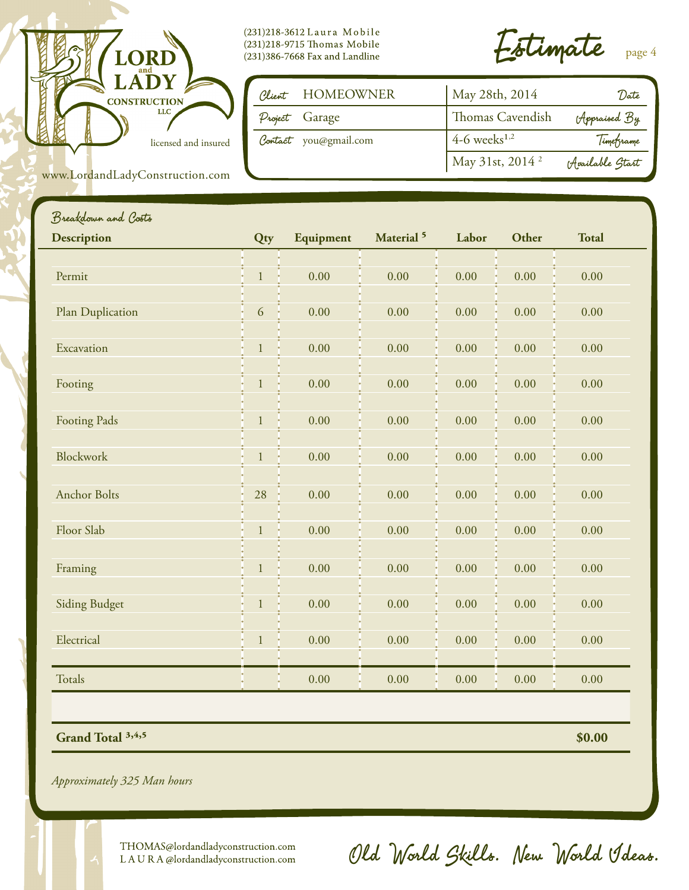**LORD and LADY CONSTRUCTION LLC**

licensed and insured

www.LordandLadyConstruction.com

(231)218-3612 Laura Mobile
(231)218-9715 Thomas Mobile
(231)386-7668 Fax and Landline

# Estimate

| | | | |
|---|---|---|---|
| Client | HOMEOWNER | May 28th, 2014 | Date |
| Project | Garage | Thomas Cavendish | Appraised By |
| Contact | you@gmail.com | 4-6 weeks[1,2] | Timeframe |
| | | May 31st, 2014 [2] | Available Start |

## Breakdown and Costs

| Description | Qty | Equipment | Material [5] | Labor | Other | Total |
|---|---|---|---|---|---|---|
| Permit | 1 | 0.00 | 0.00 | 0.00 | 0.00 | 0.00 |
| Plan Duplication | 6 | 0.00 | 0.00 | 0.00 | 0.00 | 0.00 |
| Excavation | 1 | 0.00 | 0.00 | 0.00 | 0.00 | 0.00 |
| Footing | 1 | 0.00 | 0.00 | 0.00 | 0.00 | 0.00 |
| Footing Pads | 1 | 0.00 | 0.00 | 0.00 | 0.00 | 0.00 |
| Blockwork | 1 | 0.00 | 0.00 | 0.00 | 0.00 | 0.00 |
| Anchor Bolts | 28 | 0.00 | 0.00 | 0.00 | 0.00 | 0.00 |
| Floor Slab | 1 | 0.00 | 0.00 | 0.00 | 0.00 | 0.00 |
| Framing | 1 | 0.00 | 0.00 | 0.00 | 0.00 | 0.00 |
| Siding Budget | 1 | 0.00 | 0.00 | 0.00 | 0.00 | 0.00 |
| Electrical | 1 | 0.00 | 0.00 | 0.00 | 0.00 | 0.00 |
| Totals | | 0.00 | 0.00 | 0.00 | 0.00 | 0.00 |

**Grand Total [3,4,5]** **$0.00**

*Approximately 325 Man hours*

THOMAS@lordandladyconstruction.com
LAURA@lordandladyconstruction.com

Old World Skills. New World Ideas.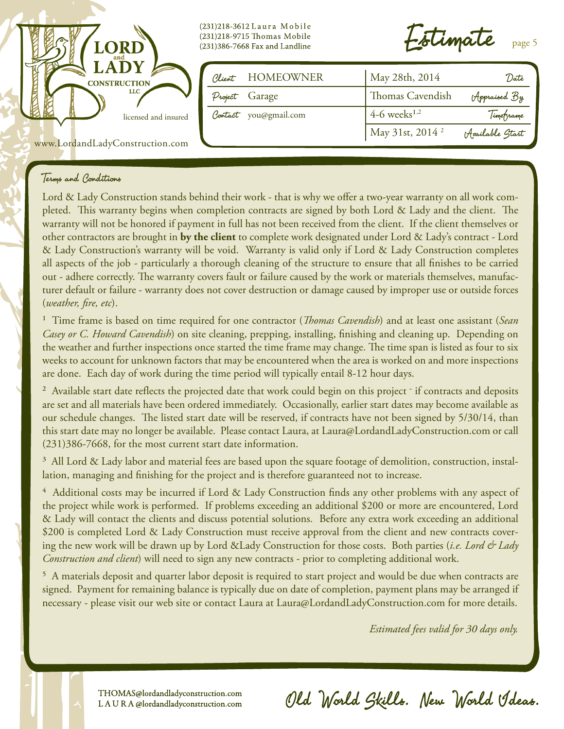# LORD and LADY CONSTRUCTION LLC

licensed and insured

www.LordandLadyConstruction.com

(231)218-3612 Laura Mobile
(231)218-9715 Thomas Mobile
(231)386-7668 Fax and Landline

## Estimate

| | | | |
|---|---|---|---|
| Client | HOMEOWNER | May 28th, 2014 | Date |
| Project | Garage | Thomas Cavendish | Appraised By |
| Contact | you@gmail.com | 4-6 weeks[1,2] | Timeframe |
| | | May 31st, 2014 [2] | Available Start |

### Terms and Conditions

Lord & Lady Construction stands behind their work - that is why we offer a two-year warranty on all work completed. This warranty begins when completion contracts are signed by both Lord & Lady and the client. The warranty will not be honored if payment in full has not been received from the client. If the client themselves or other contractors are brought in **by the client** to complete work designated under Lord & Lady's contract - Lord & Lady Construction's warranty will be void. Warranty is valid only if Lord & Lady Construction completes all aspects of the job - particularly a thorough cleaning of the structure to ensure that all finishes to be carried out - adhere correctly. The warranty covers fault or failure caused by the work or materials themselves, manufacturer default or failure - warranty does not cover destruction or damage caused by improper use or outside forces (*weather, fire, etc*).

[1] Time frame is based on time required for one contractor (*Thomas Cavendish*) and at least one assistant (*Sean Casey or C. Howard Cavendish*) on site cleaning, prepping, installing, finishing and cleaning up. Depending on the weather and further inspections once started the time frame may change. The time span is listed as four to six weeks to account for unknown factors that may be encountered when the area is worked on and more inspections are done. Each day of work during the time period will typically entail 8-12 hour days.

[2] Available start date reflects the projected date that work could begin on this project - if contracts and deposits are set and all materials have been ordered immediately. Occasionally, earlier start dates may become available as our schedule changes. The listed start date will be reserved, if contracts have not been signed by 5/30/14, than this start date may no longer be available. Please contact Laura, at Laura@LordandLadyConstruction.com or call (231)386-7668, for the most current start date information.

[3] All Lord & Lady labor and material fees are based upon the square footage of demolition, construction, installation, managing and finishing for the project and is therefore guaranteed not to increase.

[4] Additional costs may be incurred if Lord & Lady Construction finds any other problems with any aspect of the project while work is performed. If problems exceeding an additional $200 or more are encountered, Lord & Lady will contact the clients and discuss potential solutions. Before any extra work exceeding an additional $200 is completed Lord & Lady Construction must receive approval from the client and new contracts covering the new work will be drawn up by Lord &Lady Construction for those costs. Both parties (*i.e. Lord & Lady Construction and client*) will need to sign any new contracts - prior to completing additional work.

[5] A materials deposit and quarter labor deposit is required to start project and would be due when contracts are signed. Payment for remaining balance is typically due on date of completion, payment plans may be arranged if necessary - please visit our web site or contact Laura at Laura@LordandLadyConstruction.com for more details.

*Estimated fees valid for 30 days only.*

THOMAS@lordandladyconstruction.com
LAURA@lordandladyconstruction.com

Old World Skills. New World Ideas.